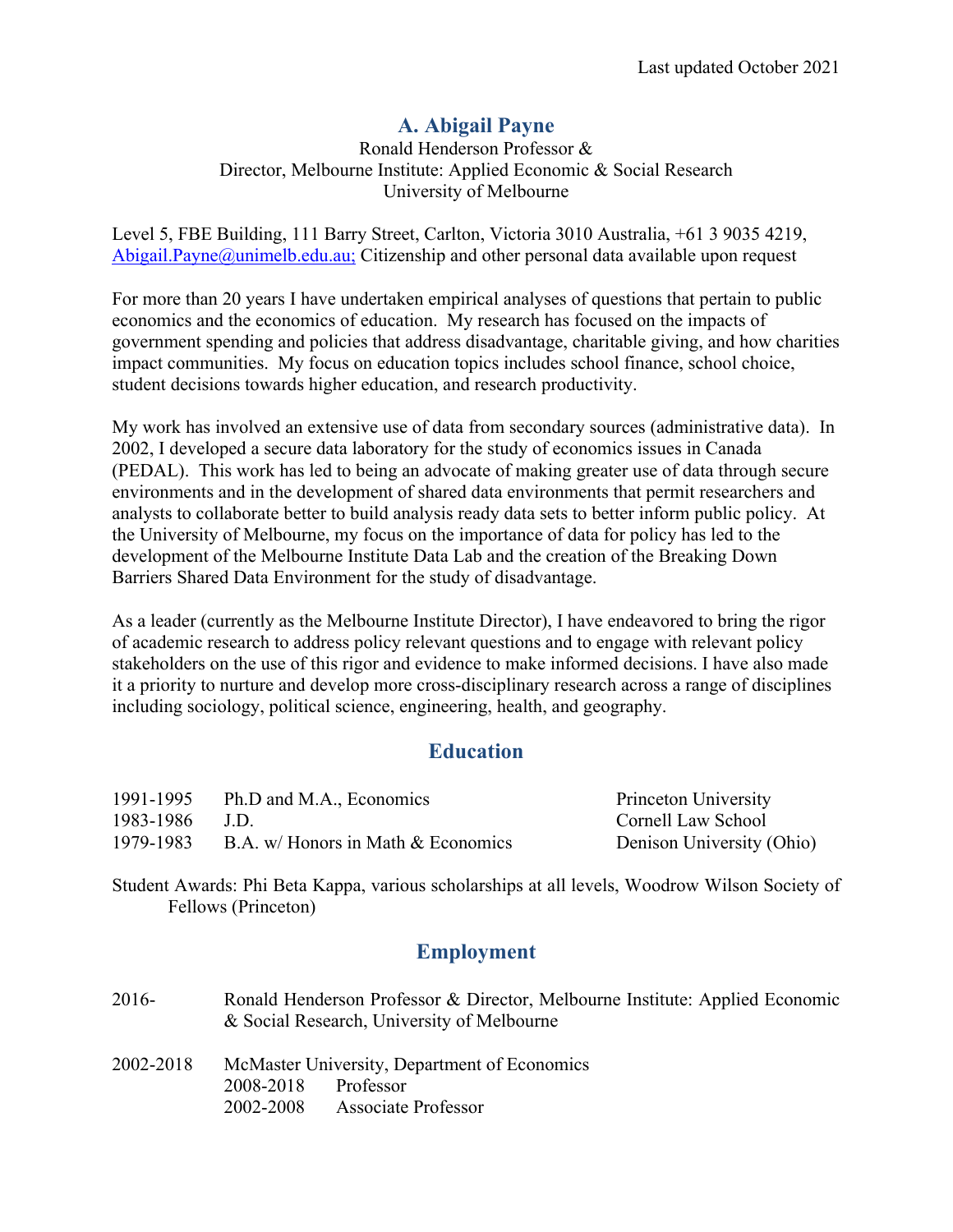Last updated October 2021

# A. Abigail Payne

Ronald Henderson Professor &
Director, Melbourne Institute: Applied Economic & Social Research
University of Melbourne

Level 5, FBE Building, 111 Barry Street, Carlton, Victoria 3010 Australia, +61 3 9035 4219, Abigail.Payne@unimelb.edu.au; Citizenship and other personal data available upon request

For more than 20 years I have undertaken empirical analyses of questions that pertain to public economics and the economics of education. My research has focused on the impacts of government spending and policies that address disadvantage, charitable giving, and how charities impact communities. My focus on education topics includes school finance, school choice, student decisions towards higher education, and research productivity.

My work has involved an extensive use of data from secondary sources (administrative data). In 2002, I developed a secure data laboratory for the study of economics issues in Canada (PEDAL). This work has led to being an advocate of making greater use of data through secure environments and in the development of shared data environments that permit researchers and analysts to collaborate better to build analysis ready data sets to better inform public policy. At the University of Melbourne, my focus on the importance of data for policy has led to the development of the Melbourne Institute Data Lab and the creation of the Breaking Down Barriers Shared Data Environment for the study of disadvantage.

As a leader (currently as the Melbourne Institute Director), I have endeavored to bring the rigor of academic research to address policy relevant questions and to engage with relevant policy stakeholders on the use of this rigor and evidence to make informed decisions. I have also made it a priority to nurture and develop more cross-disciplinary research across a range of disciplines including sociology, political science, engineering, health, and geography.

## Education

| | | |
|---|---|---|
| 1991-1995 | Ph.D and M.A., Economics | Princeton University |
| 1983-1986 | J.D. | Cornell Law School |
| 1979-1983 | B.A. w/ Honors in Math & Economics | Denison University (Ohio) |

Student Awards: Phi Beta Kappa, various scholarships at all levels, Woodrow Wilson Society of Fellows (Princeton)

## Employment

2016- Ronald Henderson Professor & Director, Melbourne Institute: Applied Economic & Social Research, University of Melbourne

2002-2018 McMaster University, Department of Economics
- 2008-2018 Professor
- 2002-2008 Associate Professor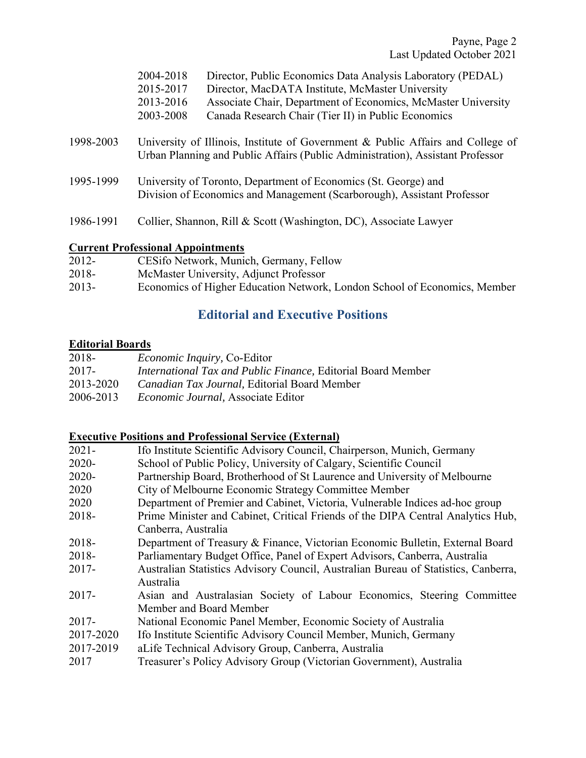| | | |
|---|---|---|
| | 2004-2018 | Director, Public Economics Data Analysis Laboratory (PEDAL) |
| | 2015-2017 | Director, MacDATA Institute, McMaster University |
| | 2013-2016 | Associate Chair, Department of Economics, McMaster University |
| | 2003-2008 | Canada Research Chair (Tier II) in Public Economics |

1998-2003 University of Illinois, Institute of Government & Public Affairs and College of Urban Planning and Public Affairs (Public Administration), Assistant Professor

1995-1999 University of Toronto, Department of Economics (St. George) and Division of Economics and Management (Scarborough), Assistant Professor

1986-1991 Collier, Shannon, Rill & Scott (Washington, DC), Associate Lawyer

**Current Professional Appointments**

| | |
|---|---|
| 2012- | CESifo Network, Munich, Germany, Fellow |
| 2018- | McMaster University, Adjunct Professor |
| 2013- | Economics of Higher Education Network, London School of Economics, Member |

## Editorial and Executive Positions

**Editorial Boards**

| | |
|---|---|
| 2018- | *Economic Inquiry,* Co-Editor |
| 2017- | *International Tax and Public Finance,* Editorial Board Member |
| 2013-2020 | *Canadian Tax Journal,* Editorial Board Member |
| 2006-2013 | *Economic Journal,* Associate Editor |

**Executive Positions and Professional Service (External)**

| | |
|---|---|
| 2021- | Ifo Institute Scientific Advisory Council, Chairperson, Munich, Germany |
| 2020- | School of Public Policy, University of Calgary, Scientific Council |
| 2020- | Partnership Board, Brotherhood of St Laurence and University of Melbourne |
| 2020 | City of Melbourne Economic Strategy Committee Member |
| 2020 | Department of Premier and Cabinet, Victoria, Vulnerable Indices ad-hoc group |
| 2018- | Prime Minister and Cabinet, Critical Friends of the DIPA Central Analytics Hub, Canberra, Australia |
| 2018- | Department of Treasury & Finance, Victorian Economic Bulletin, External Board |
| 2018- | Parliamentary Budget Office, Panel of Expert Advisors, Canberra, Australia |
| 2017- | Australian Statistics Advisory Council, Australian Bureau of Statistics, Canberra, Australia |
| 2017- | Asian and Australasian Society of Labour Economics, Steering Committee Member and Board Member |
| 2017- | National Economic Panel Member, Economic Society of Australia |
| 2017-2020 | Ifo Institute Scientific Advisory Council Member, Munich, Germany |
| 2017-2019 | aLife Technical Advisory Group, Canberra, Australia |
| 2017 | Treasurer's Policy Advisory Group (Victorian Government), Australia |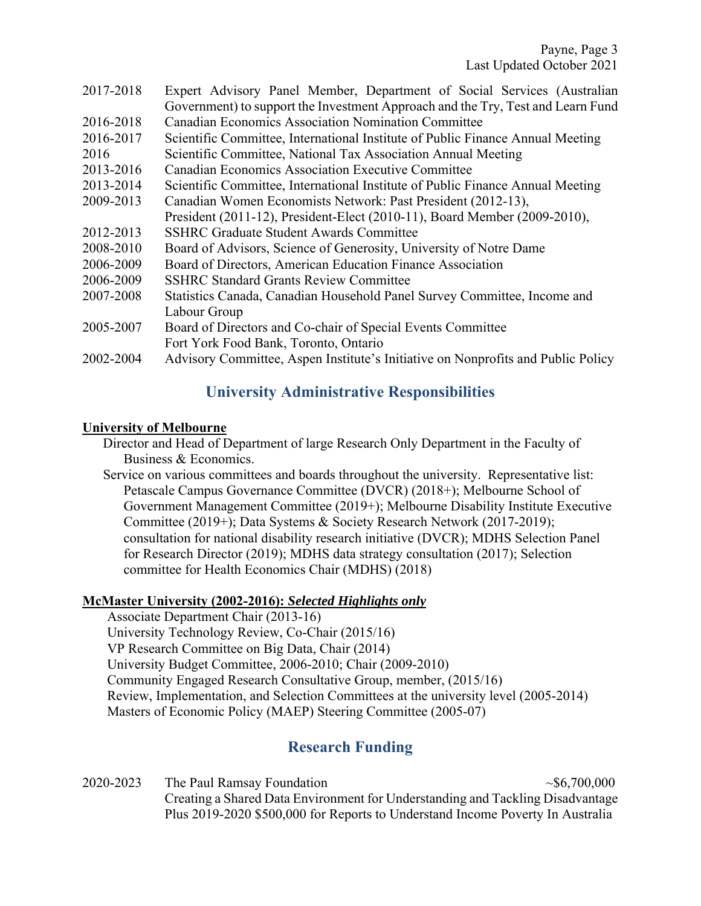| | |
|---|---|
| 2017-2018 | Expert Advisory Panel Member, Department of Social Services (Australian Government) to support the Investment Approach and the Try, Test and Learn Fund |
| 2016-2018 | Canadian Economics Association Nomination Committee |
| 2016-2017 | Scientific Committee, International Institute of Public Finance Annual Meeting |
| 2016 | Scientific Committee, National Tax Association Annual Meeting |
| 2013-2016 | Canadian Economics Association Executive Committee |
| 2013-2014 | Scientific Committee, International Institute of Public Finance Annual Meeting |
| 2009-2013 | Canadian Women Economists Network: Past President (2012-13), President (2011-12), President-Elect (2010-11), Board Member (2009-2010), |
| 2012-2013 | SSHRC Graduate Student Awards Committee |
| 2008-2010 | Board of Advisors, Science of Generosity, University of Notre Dame |
| 2006-2009 | Board of Directors, American Education Finance Association |
| 2006-2009 | SSHRC Standard Grants Review Committee |
| 2007-2008 | Statistics Canada, Canadian Household Panel Survey Committee, Income and Labour Group |
| 2005-2007 | Board of Directors and Co-chair of Special Events Committee Fort York Food Bank, Toronto, Ontario |
| 2002-2004 | Advisory Committee, Aspen Institute's Initiative on Nonprofits and Public Policy |

## University Administrative Responsibilities

**University of Melbourne**

Director and Head of Department of large Research Only Department in the Faculty of Business & Economics.

Service on various committees and boards throughout the university. Representative list: Petascale Campus Governance Committee (DVCR) (2018+); Melbourne School of Government Management Committee (2019+); Melbourne Disability Institute Executive Committee (2019+); Data Systems & Society Research Network (2017-2019); consultation for national disability research initiative (DVCR); MDHS Selection Panel for Research Director (2019); MDHS data strategy consultation (2017); Selection committee for Health Economics Chair (MDHS) (2018)

**McMaster University (2002-2016): *Selected Highlights only***

Associate Department Chair (2013-16)
University Technology Review, Co-Chair (2015/16)
VP Research Committee on Big Data, Chair (2014)
University Budget Committee, 2006-2010; Chair (2009-2010)
Community Engaged Research Consultative Group, member, (2015/16)
Review, Implementation, and Selection Committees at the university level (2005-2014)
Masters of Economic Policy (MAEP) Steering Committee (2005-07)

## Research Funding

| | | |
|---|---|---|
| 2020-2023 | The Paul Ramsay Foundation<br>Creating a Shared Data Environment for Understanding and Tackling Disadvantage<br>Plus 2019-2020 $500,000 for Reports to Understand Income Poverty In Australia | ~$6,700,000 |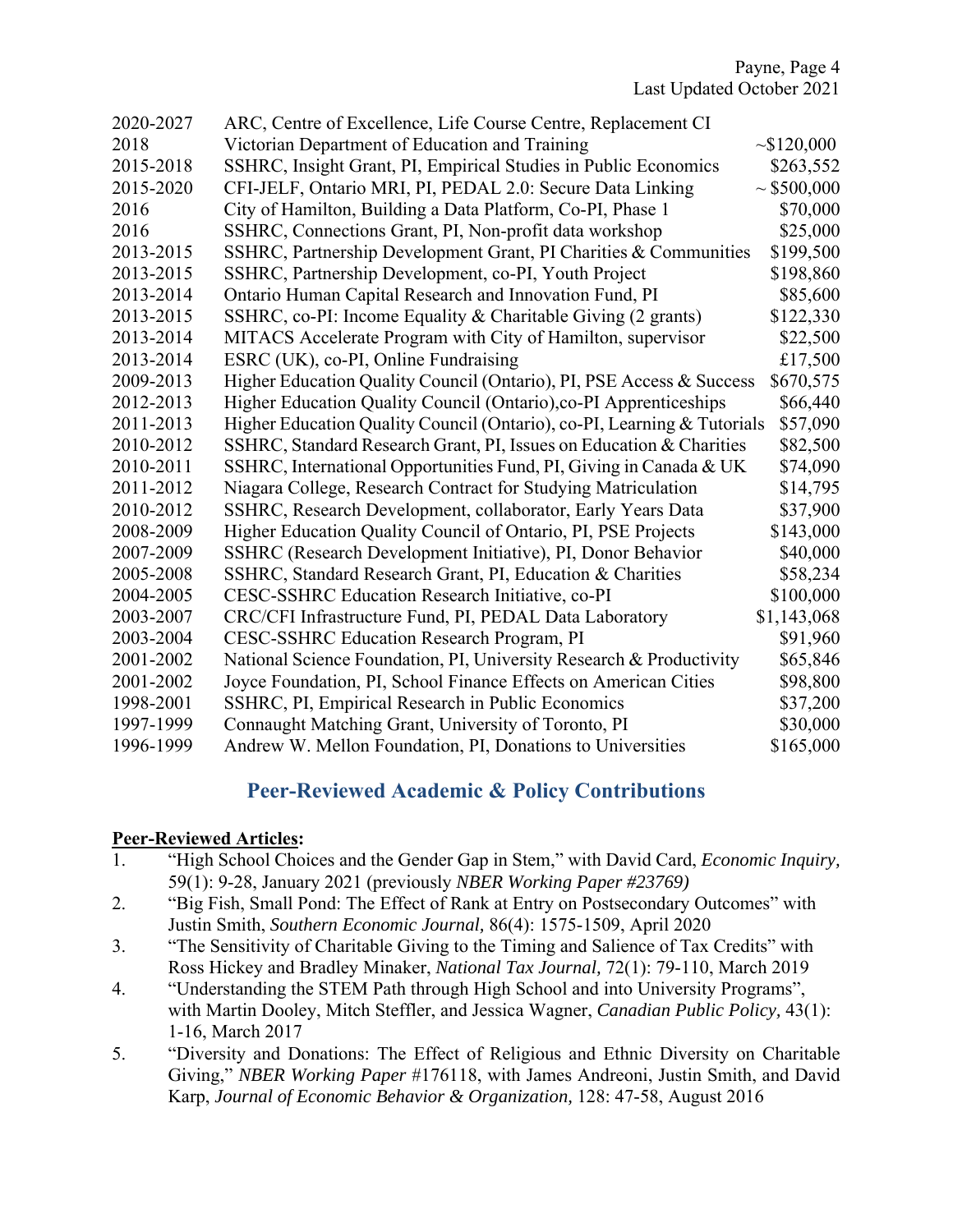| | | |
|---|---|---|
| 2020-2027 | ARC, Centre of Excellence, Life Course Centre, Replacement CI | |
| 2018 | Victorian Department of Education and Training | ~$120,000 |
| 2015-2018 | SSHRC, Insight Grant, PI, Empirical Studies in Public Economics | $263,552 |
| 2015-2020 | CFI-JELF, Ontario MRI, PI, PEDAL 2.0: Secure Data Linking | ~ $500,000 |
| 2016 | City of Hamilton, Building a Data Platform, Co-PI, Phase 1 | $70,000 |
| 2016 | SSHRC, Connections Grant, PI, Non-profit data workshop | $25,000 |
| 2013-2015 | SSHRC, Partnership Development Grant, PI Charities & Communities | $199,500 |
| 2013-2015 | SSHRC, Partnership Development, co-PI, Youth Project | $198,860 |
| 2013-2014 | Ontario Human Capital Research and Innovation Fund, PI | $85,600 |
| 2013-2015 | SSHRC, co-PI: Income Equality & Charitable Giving (2 grants) | $122,330 |
| 2013-2014 | MITACS Accelerate Program with City of Hamilton, supervisor | $22,500 |
| 2013-2014 | ESRC (UK), co-PI, Online Fundraising | £17,500 |
| 2009-2013 | Higher Education Quality Council (Ontario), PI, PSE Access & Success | $670,575 |
| 2012-2013 | Higher Education Quality Council (Ontario),co-PI Apprenticeships | $66,440 |
| 2011-2013 | Higher Education Quality Council (Ontario), co-PI, Learning & Tutorials | $57,090 |
| 2010-2012 | SSHRC, Standard Research Grant, PI, Issues on Education & Charities | $82,500 |
| 2010-2011 | SSHRC, International Opportunities Fund, PI, Giving in Canada & UK | $74,090 |
| 2011-2012 | Niagara College, Research Contract for Studying Matriculation | $14,795 |
| 2010-2012 | SSHRC, Research Development, collaborator, Early Years Data | $37,900 |
| 2008-2009 | Higher Education Quality Council of Ontario, PI, PSE Projects | $143,000 |
| 2007-2009 | SSHRC (Research Development Initiative), PI, Donor Behavior | $40,000 |
| 2005-2008 | SSHRC, Standard Research Grant, PI, Education & Charities | $58,234 |
| 2004-2005 | CESC-SSHRC Education Research Initiative, co-PI | $100,000 |
| 2003-2007 | CRC/CFI Infrastructure Fund, PI, PEDAL Data Laboratory | $1,143,068 |
| 2003-2004 | CESC-SSHRC Education Research Program, PI | $91,960 |
| 2001-2002 | National Science Foundation, PI, University Research & Productivity | $65,846 |
| 2001-2002 | Joyce Foundation, PI, School Finance Effects on American Cities | $98,800 |
| 1998-2001 | SSHRC, PI, Empirical Research in Public Economics | $37,200 |
| 1997-1999 | Connaught Matching Grant, University of Toronto, PI | $30,000 |
| 1996-1999 | Andrew W. Mellon Foundation, PI, Donations to Universities | $165,000 |

## Peer-Reviewed Academic & Policy Contributions

**Peer-Reviewed Articles:**

1. "High School Choices and the Gender Gap in Stem," with David Card, *Economic Inquiry,* 59(1): 9-28, January 2021 (previously *NBER Working Paper #23769)*
2. "Big Fish, Small Pond: The Effect of Rank at Entry on Postsecondary Outcomes" with Justin Smith, *Southern Economic Journal,* 86(4): 1575-1509, April 2020
3. "The Sensitivity of Charitable Giving to the Timing and Salience of Tax Credits" with Ross Hickey and Bradley Minaker, *National Tax Journal,* 72(1): 79-110, March 2019
4. "Understanding the STEM Path through High School and into University Programs", with Martin Dooley, Mitch Steffler, and Jessica Wagner, *Canadian Public Policy,* 43(1): 1-16, March 2017
5. "Diversity and Donations: The Effect of Religious and Ethnic Diversity on Charitable Giving," *NBER Working Paper* #176118, with James Andreoni, Justin Smith, and David Karp, *Journal of Economic Behavior & Organization,* 128: 47-58, August 2016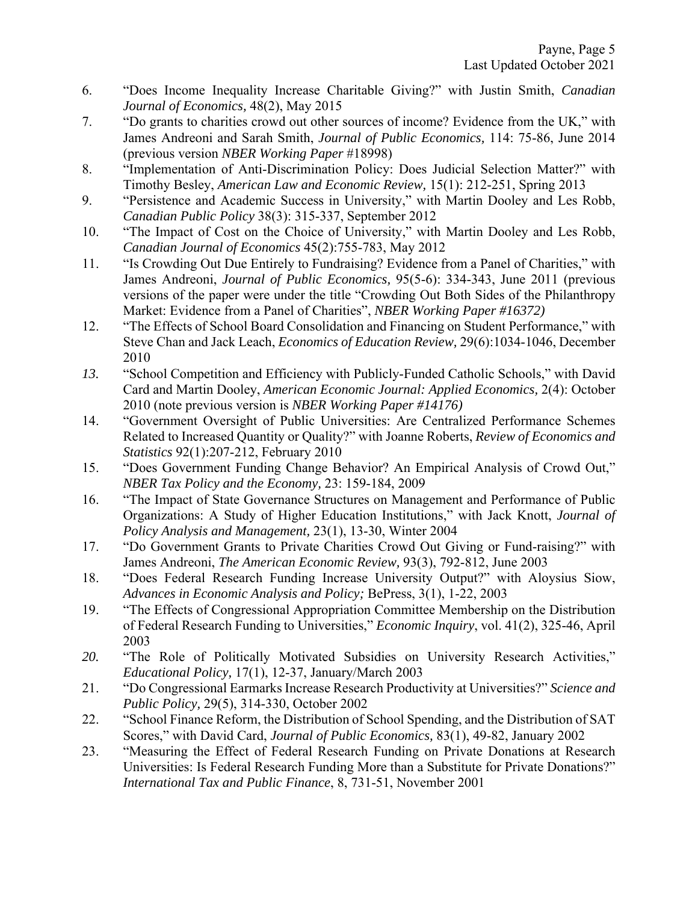6. "Does Income Inequality Increase Charitable Giving?" with Justin Smith, *Canadian Journal of Economics,* 48(2), May 2015
7. "Do grants to charities crowd out other sources of income? Evidence from the UK," with James Andreoni and Sarah Smith, *Journal of Public Economics,* 114: 75-86, June 2014 (previous version *NBER Working Paper* #18998)
8. "Implementation of Anti-Discrimination Policy: Does Judicial Selection Matter?" with Timothy Besley, *American Law and Economic Review,* 15(1): 212-251, Spring 2013
9. "Persistence and Academic Success in University," with Martin Dooley and Les Robb, *Canadian Public Policy* 38(3): 315-337, September 2012
10. "The Impact of Cost on the Choice of University," with Martin Dooley and Les Robb, *Canadian Journal of Economics* 45(2):755-783, May 2012
11. "Is Crowding Out Due Entirely to Fundraising? Evidence from a Panel of Charities," with James Andreoni, *Journal of Public Economics,* 95(5-6): 334-343, June 2011 (previous versions of the paper were under the title "Crowding Out Both Sides of the Philanthropy Market: Evidence from a Panel of Charities", *NBER Working Paper #16372)*
12. "The Effects of School Board Consolidation and Financing on Student Performance," with Steve Chan and Jack Leach, *Economics of Education Review,* 29(6):1034-1046, December 2010
13. "School Competition and Efficiency with Publicly-Funded Catholic Schools," with David Card and Martin Dooley, *American Economic Journal: Applied Economics,* 2(4): October 2010 (note previous version is *NBER Working Paper #14176)*
14. "Government Oversight of Public Universities: Are Centralized Performance Schemes Related to Increased Quantity or Quality?" with Joanne Roberts, *Review of Economics and Statistics* 92(1):207-212, February 2010
15. "Does Government Funding Change Behavior? An Empirical Analysis of Crowd Out," *NBER Tax Policy and the Economy,* 23: 159-184, 2009
16. "The Impact of State Governance Structures on Management and Performance of Public Organizations: A Study of Higher Education Institutions," with Jack Knott, *Journal of Policy Analysis and Management,* 23(1), 13-30, Winter 2004
17. "Do Government Grants to Private Charities Crowd Out Giving or Fund-raising?" with James Andreoni, *The American Economic Review,* 93(3), 792-812, June 2003
18. "Does Federal Research Funding Increase University Output?" with Aloysius Siow, *Advances in Economic Analysis and Policy;* BePress, 3(1), 1-22, 2003
19. "The Effects of Congressional Appropriation Committee Membership on the Distribution of Federal Research Funding to Universities," *Economic Inquiry*, vol. 41(2), 325-46, April 2003
20. "The Role of Politically Motivated Subsidies on University Research Activities," *Educational Policy,* 17(1), 12-37, January/March 2003
21. "Do Congressional Earmarks Increase Research Productivity at Universities?" *Science and Public Policy,* 29(5), 314-330, October 2002
22. "School Finance Reform, the Distribution of School Spending, and the Distribution of SAT Scores," with David Card, *Journal of Public Economics,* 83(1), 49-82, January 2002
23. "Measuring the Effect of Federal Research Funding on Private Donations at Research Universities: Is Federal Research Funding More than a Substitute for Private Donations?" *International Tax and Public Finance*, 8, 731-51, November 2001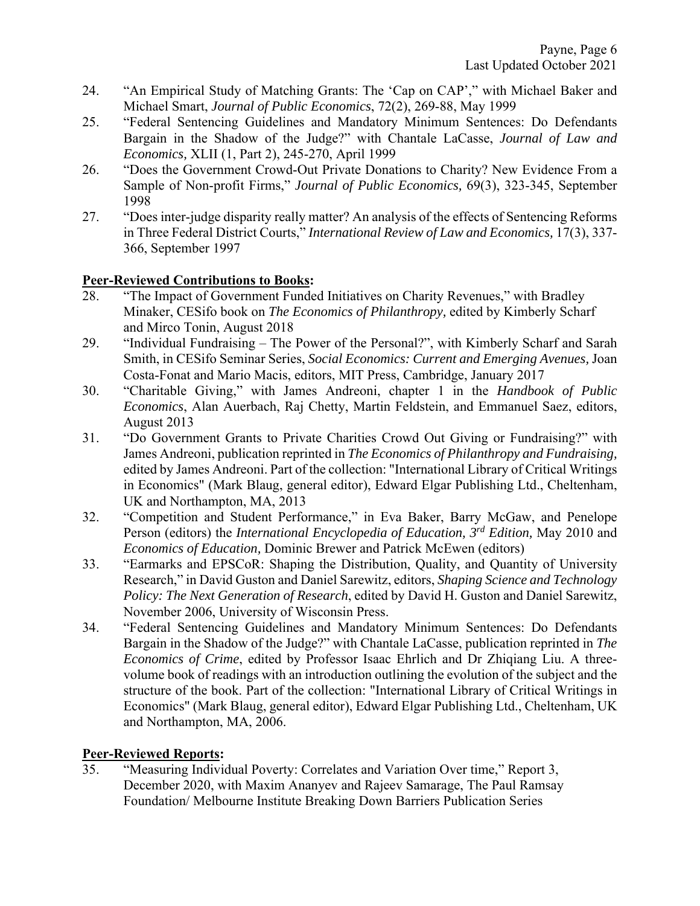24. "An Empirical Study of Matching Grants: The 'Cap on CAP'," with Michael Baker and Michael Smart, *Journal of Public Economics*, 72(2), 269-88, May 1999
25. "Federal Sentencing Guidelines and Mandatory Minimum Sentences: Do Defendants Bargain in the Shadow of the Judge?" with Chantale LaCasse, *Journal of Law and Economics,* XLII (1, Part 2), 245-270, April 1999
26. "Does the Government Crowd-Out Private Donations to Charity? New Evidence From a Sample of Non-profit Firms," *Journal of Public Economics,* 69(3), 323-345, September 1998
27. "Does inter-judge disparity really matter? An analysis of the effects of Sentencing Reforms in Three Federal District Courts," *International Review of Law and Economics,* 17(3), 337-366, September 1997

**Peer-Reviewed Contributions to Books:**

28. "The Impact of Government Funded Initiatives on Charity Revenues," with Bradley Minaker, CESifo book on *The Economics of Philanthropy,* edited by Kimberly Scharf and Mirco Tonin, August 2018
29. "Individual Fundraising – The Power of the Personal?", with Kimberly Scharf and Sarah Smith, in CESifo Seminar Series, *Social Economics: Current and Emerging Avenues,* Joan Costa-Fonat and Mario Macis, editors, MIT Press, Cambridge, January 2017
30. "Charitable Giving," with James Andreoni, chapter 1 in the *Handbook of Public Economics*, Alan Auerbach, Raj Chetty, Martin Feldstein, and Emmanuel Saez, editors, August 2013
31. "Do Government Grants to Private Charities Crowd Out Giving or Fundraising?" with James Andreoni, publication reprinted in *The Economics of Philanthropy and Fundraising,* edited by James Andreoni. Part of the collection: "International Library of Critical Writings in Economics" (Mark Blaug, general editor), Edward Elgar Publishing Ltd., Cheltenham, UK and Northampton, MA, 2013
32. "Competition and Student Performance," in Eva Baker, Barry McGaw, and Penelope Person (editors) the *International Encyclopedia of Education, 3rd Edition,* May 2010 and *Economics of Education,* Dominic Brewer and Patrick McEwen (editors)
33. "Earmarks and EPSCoR: Shaping the Distribution, Quality, and Quantity of University Research," in David Guston and Daniel Sarewitz, editors, *Shaping Science and Technology Policy: The Next Generation of Research*, edited by David H. Guston and Daniel Sarewitz, November 2006, University of Wisconsin Press.
34. "Federal Sentencing Guidelines and Mandatory Minimum Sentences: Do Defendants Bargain in the Shadow of the Judge?" with Chantale LaCasse, publication reprinted in *The Economics of Crime*, edited by Professor Isaac Ehrlich and Dr Zhiqiang Liu. A three-volume book of readings with an introduction outlining the evolution of the subject and the structure of the book. Part of the collection: "International Library of Critical Writings in Economics" (Mark Blaug, general editor), Edward Elgar Publishing Ltd., Cheltenham, UK and Northampton, MA, 2006.

**Peer-Reviewed Reports:**

35. "Measuring Individual Poverty: Correlates and Variation Over time," Report 3, December 2020, with Maxim Ananyev and Rajeev Samarage, The Paul Ramsay Foundation/ Melbourne Institute Breaking Down Barriers Publication Series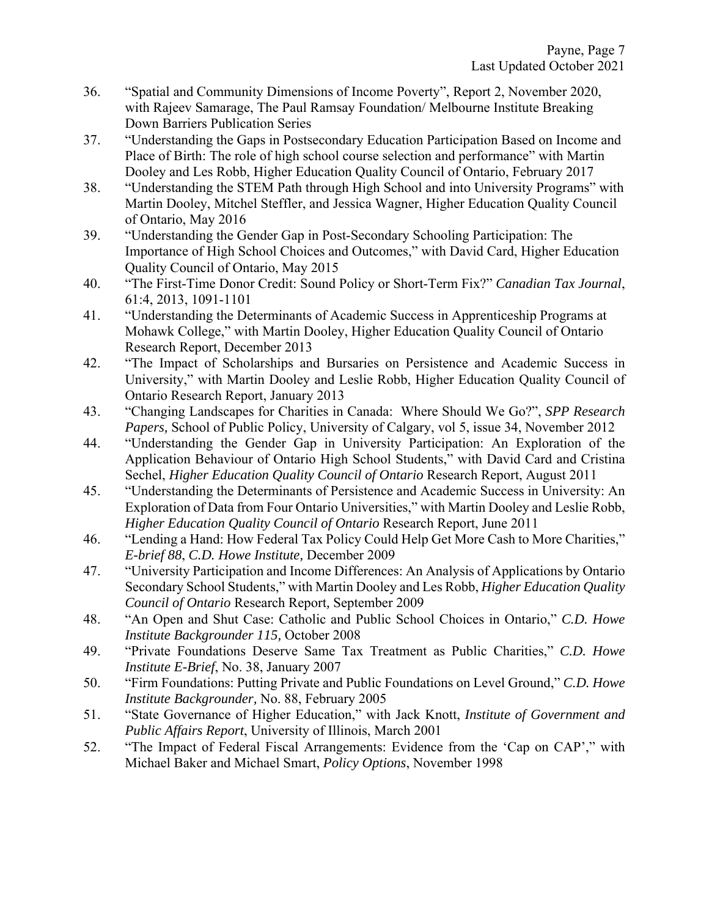36. "Spatial and Community Dimensions of Income Poverty", Report 2, November 2020, with Rajeev Samarage, The Paul Ramsay Foundation/ Melbourne Institute Breaking Down Barriers Publication Series
37. "Understanding the Gaps in Postsecondary Education Participation Based on Income and Place of Birth: The role of high school course selection and performance" with Martin Dooley and Les Robb, Higher Education Quality Council of Ontario, February 2017
38. "Understanding the STEM Path through High School and into University Programs" with Martin Dooley, Mitchel Steffler, and Jessica Wagner, Higher Education Quality Council of Ontario, May 2016
39. "Understanding the Gender Gap in Post-Secondary Schooling Participation: The Importance of High School Choices and Outcomes," with David Card, Higher Education Quality Council of Ontario, May 2015
40. "The First-Time Donor Credit: Sound Policy or Short-Term Fix?" *Canadian Tax Journal*, 61:4, 2013, 1091-1101
41. "Understanding the Determinants of Academic Success in Apprenticeship Programs at Mohawk College," with Martin Dooley, Higher Education Quality Council of Ontario Research Report, December 2013
42. "The Impact of Scholarships and Bursaries on Persistence and Academic Success in University," with Martin Dooley and Leslie Robb, Higher Education Quality Council of Ontario Research Report, January 2013
43. "Changing Landscapes for Charities in Canada: Where Should We Go?", *SPP Research Papers,* School of Public Policy, University of Calgary, vol 5, issue 34, November 2012
44. "Understanding the Gender Gap in University Participation: An Exploration of the Application Behaviour of Ontario High School Students," with David Card and Cristina Sechel, *Higher Education Quality Council of Ontario* Research Report, August 2011
45. "Understanding the Determinants of Persistence and Academic Success in University: An Exploration of Data from Four Ontario Universities," with Martin Dooley and Leslie Robb, *Higher Education Quality Council of Ontario* Research Report, June 2011
46. "Lending a Hand: How Federal Tax Policy Could Help Get More Cash to More Charities," *E-brief 88*, *C.D. Howe Institute,* December 2009
47. "University Participation and Income Differences: An Analysis of Applications by Ontario Secondary School Students," with Martin Dooley and Les Robb, *Higher Education Quality Council of Ontario* Research Report*,* September 2009
48. "An Open and Shut Case: Catholic and Public School Choices in Ontario," *C.D. Howe Institute Backgrounder 115,* October 2008
49. "Private Foundations Deserve Same Tax Treatment as Public Charities," *C.D. Howe Institute E-Brief*, No. 38, January 2007
50. "Firm Foundations: Putting Private and Public Foundations on Level Ground," *C.D. Howe Institute Backgrounder,* No. 88, February 2005
51. "State Governance of Higher Education," with Jack Knott, *Institute of Government and Public Affairs Report*, University of Illinois, March 2001
52. "The Impact of Federal Fiscal Arrangements: Evidence from the 'Cap on CAP'," with Michael Baker and Michael Smart, *Policy Options*, November 1998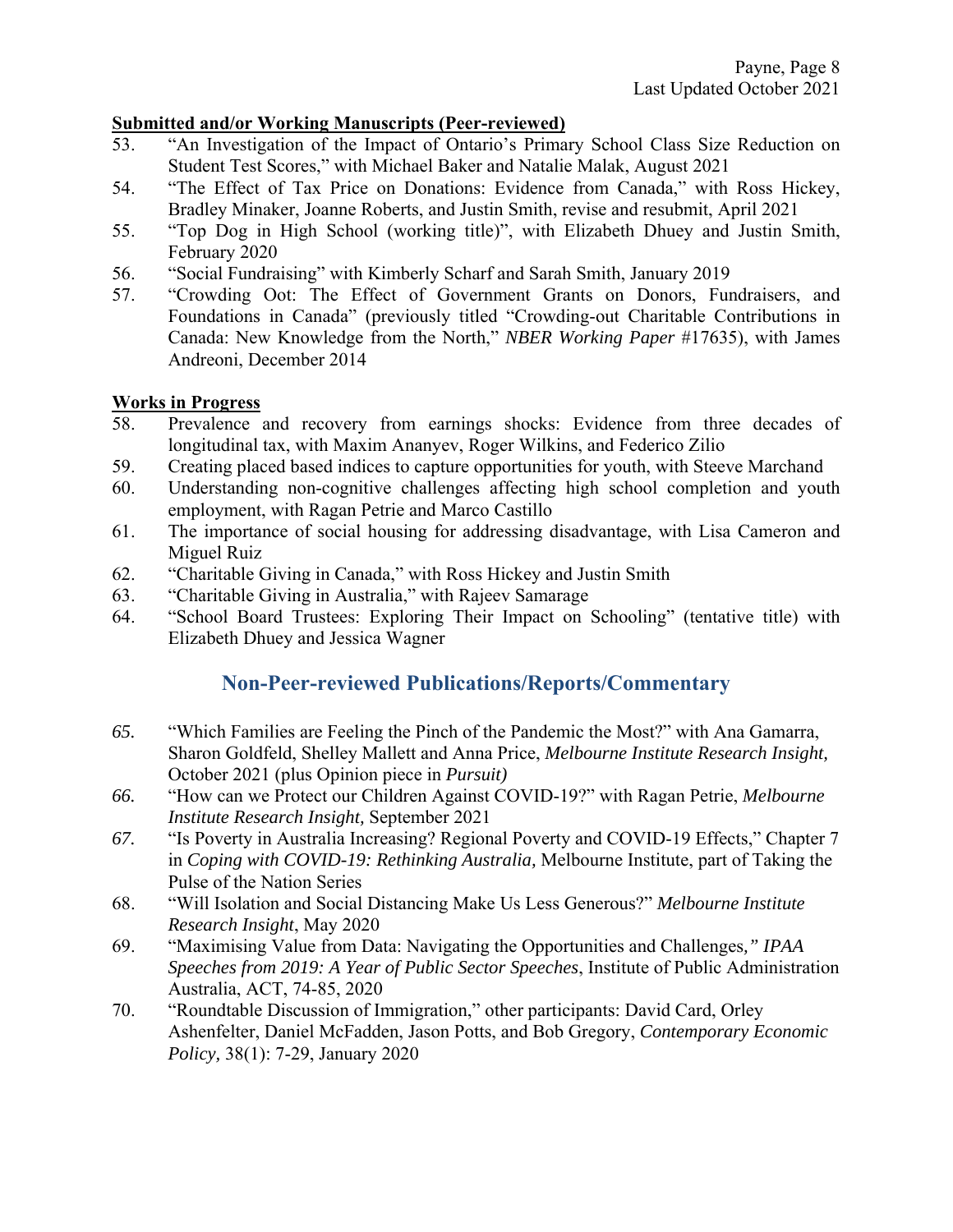**Submitted and/or Working Manuscripts (Peer-reviewed)**

53. "An Investigation of the Impact of Ontario's Primary School Class Size Reduction on Student Test Scores," with Michael Baker and Natalie Malak, August 2021
54. "The Effect of Tax Price on Donations: Evidence from Canada," with Ross Hickey, Bradley Minaker, Joanne Roberts, and Justin Smith, revise and resubmit, April 2021
55. "Top Dog in High School (working title)", with Elizabeth Dhuey and Justin Smith, February 2020
56. "Social Fundraising" with Kimberly Scharf and Sarah Smith, January 2019
57. "Crowding Oot: The Effect of Government Grants on Donors, Fundraisers, and Foundations in Canada" (previously titled "Crowding-out Charitable Contributions in Canada: New Knowledge from the North," *NBER Working Paper* #17635), with James Andreoni, December 2014

**Works in Progress**

58. Prevalence and recovery from earnings shocks: Evidence from three decades of longitudinal tax, with Maxim Ananyev, Roger Wilkins, and Federico Zilio
59. Creating placed based indices to capture opportunities for youth, with Steeve Marchand
60. Understanding non-cognitive challenges affecting high school completion and youth employment, with Ragan Petrie and Marco Castillo
61. The importance of social housing for addressing disadvantage, with Lisa Cameron and Miguel Ruiz
62. "Charitable Giving in Canada," with Ross Hickey and Justin Smith
63. "Charitable Giving in Australia," with Rajeev Samarage
64. "School Board Trustees: Exploring Their Impact on Schooling" (tentative title) with Elizabeth Dhuey and Jessica Wagner

## Non-Peer-reviewed Publications/Reports/Commentary

65. "Which Families are Feeling the Pinch of the Pandemic the Most?" with Ana Gamarra, Sharon Goldfeld, Shelley Mallett and Anna Price, *Melbourne Institute Research Insight,* October 2021 (plus Opinion piece in *Pursuit)*
66. "How can we Protect our Children Against COVID-19?" with Ragan Petrie, *Melbourne Institute Research Insight,* September 2021
67. "Is Poverty in Australia Increasing? Regional Poverty and COVID-19 Effects," Chapter 7 in *Coping with COVID-19: Rethinking Australia,* Melbourne Institute, part of Taking the Pulse of the Nation Series
68. "Will Isolation and Social Distancing Make Us Less Generous?" *Melbourne Institute Research Insight*, May 2020
69. "Maximising Value from Data: Navigating the Opportunities and Challenges*," IPAA Speeches from 2019: A Year of Public Sector Speeches*, Institute of Public Administration Australia, ACT, 74-85, 2020
70. "Roundtable Discussion of Immigration," other participants: David Card, Orley Ashenfelter, Daniel McFadden, Jason Potts, and Bob Gregory, *Contemporary Economic Policy,* 38(1): 7-29, January 2020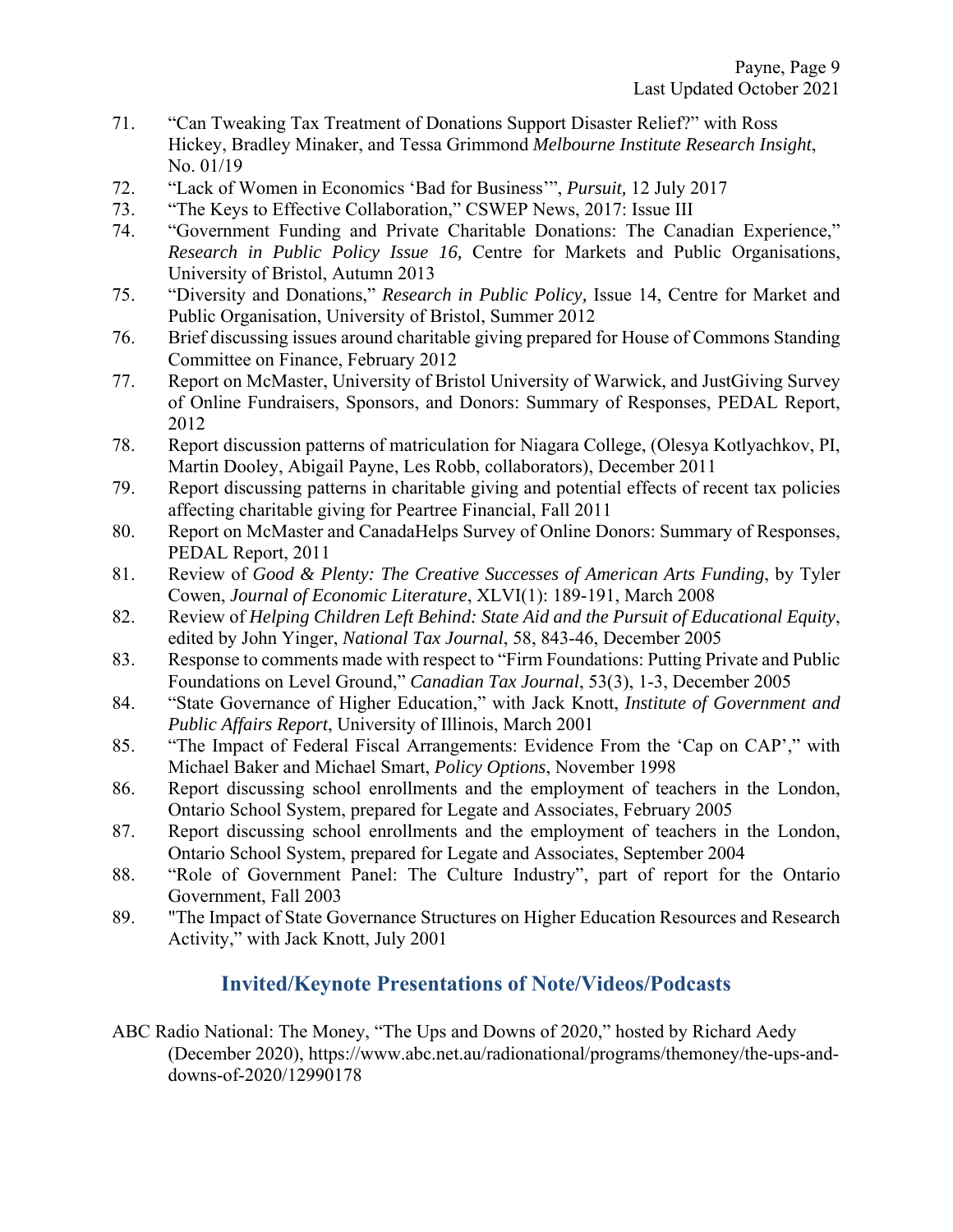71. “Can Tweaking Tax Treatment of Donations Support Disaster Relief?” with Ross Hickey, Bradley Minaker, and Tessa Grimmond *Melbourne Institute Research Insight*, No. 01/19
72. “Lack of Women in Economics ‘Bad for Business’”, *Pursuit,* 12 July 2017
73. “The Keys to Effective Collaboration,” CSWEP News, 2017: Issue III
74. “Government Funding and Private Charitable Donations: The Canadian Experience,” *Research in Public Policy Issue 16,* Centre for Markets and Public Organisations, University of Bristol, Autumn 2013
75. “Diversity and Donations,” *Research in Public Policy,* Issue 14, Centre for Market and Public Organisation, University of Bristol, Summer 2012
76. Brief discussing issues around charitable giving prepared for House of Commons Standing Committee on Finance, February 2012
77. Report on McMaster, University of Bristol University of Warwick, and JustGiving Survey of Online Fundraisers, Sponsors, and Donors: Summary of Responses, PEDAL Report, 2012
78. Report discussion patterns of matriculation for Niagara College, (Olesya Kotlyachkov, PI, Martin Dooley, Abigail Payne, Les Robb, collaborators), December 2011
79. Report discussing patterns in charitable giving and potential effects of recent tax policies affecting charitable giving for Peartree Financial, Fall 2011
80. Report on McMaster and CanadaHelps Survey of Online Donors: Summary of Responses, PEDAL Report, 2011
81. Review of *Good & Plenty: The Creative Successes of American Arts Funding*, by Tyler Cowen, *Journal of Economic Literature*, XLVI(1): 189-191, March 2008
82. Review of *Helping Children Left Behind: State Aid and the Pursuit of Educational Equity*, edited by John Yinger, *National Tax Journal*, 58, 843-46, December 2005
83. Response to comments made with respect to “Firm Foundations: Putting Private and Public Foundations on Level Ground,” *Canadian Tax Journal*, 53(3), 1-3, December 2005
84. “State Governance of Higher Education,” with Jack Knott, *Institute of Government and Public Affairs Report*, University of Illinois, March 2001
85. “The Impact of Federal Fiscal Arrangements: Evidence From the ‘Cap on CAP’,” with Michael Baker and Michael Smart, *Policy Options*, November 1998
86. Report discussing school enrollments and the employment of teachers in the London, Ontario School System, prepared for Legate and Associates, February 2005
87. Report discussing school enrollments and the employment of teachers in the London, Ontario School System, prepared for Legate and Associates, September 2004
88. “Role of Government Panel: The Culture Industry”, part of report for the Ontario Government, Fall 2003
89. "The Impact of State Governance Structures on Higher Education Resources and Research Activity,” with Jack Knott, July 2001

## Invited/Keynote Presentations of Note/Videos/Podcasts

ABC Radio National: The Money, “The Ups and Downs of 2020,” hosted by Richard Aedy (December 2020), https://www.abc.net.au/radionational/programs/themoney/the-ups-and-downs-of-2020/12990178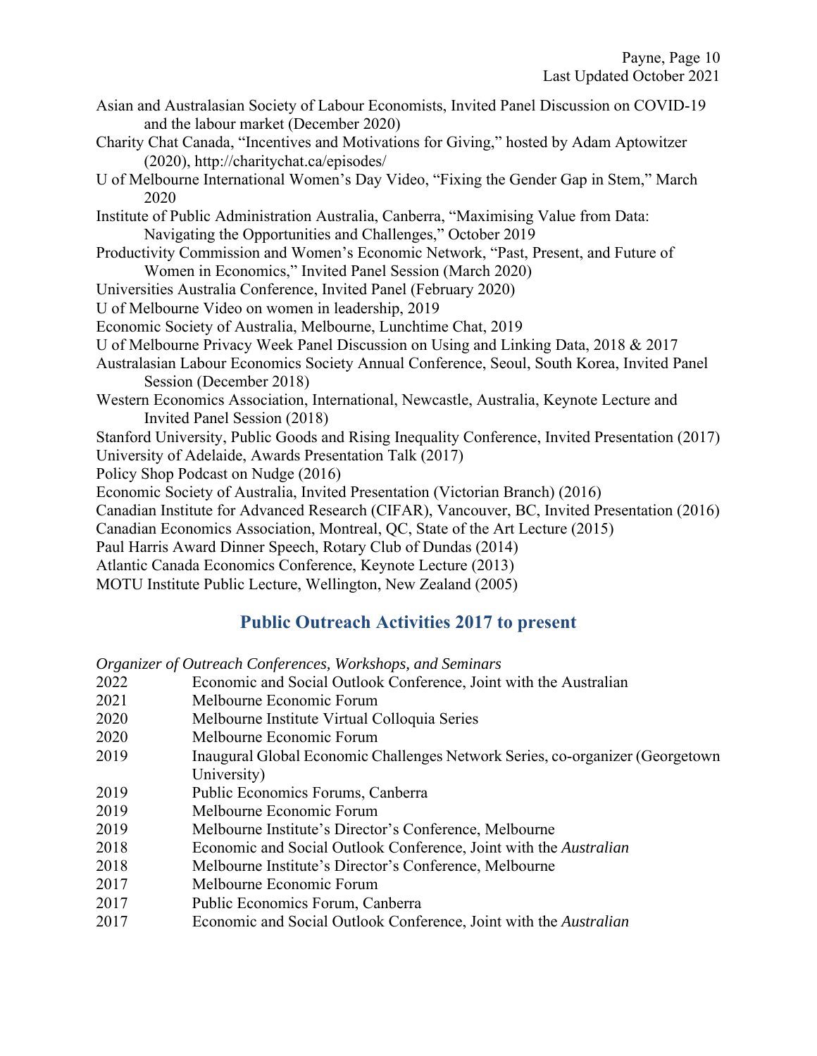Asian and Australasian Society of Labour Economists, Invited Panel Discussion on COVID-19 and the labour market (December 2020)

Charity Chat Canada, "Incentives and Motivations for Giving," hosted by Adam Aptowitzer (2020), http://charitychat.ca/episodes/

U of Melbourne International Women's Day Video, "Fixing the Gender Gap in Stem," March 2020

Institute of Public Administration Australia, Canberra, "Maximising Value from Data: Navigating the Opportunities and Challenges," October 2019

Productivity Commission and Women's Economic Network, "Past, Present, and Future of Women in Economics," Invited Panel Session (March 2020)

Universities Australia Conference, Invited Panel (February 2020)

U of Melbourne Video on women in leadership, 2019

Economic Society of Australia, Melbourne, Lunchtime Chat, 2019

U of Melbourne Privacy Week Panel Discussion on Using and Linking Data, 2018 & 2017

Australasian Labour Economics Society Annual Conference, Seoul, South Korea, Invited Panel Session (December 2018)

Western Economics Association, International, Newcastle, Australia, Keynote Lecture and Invited Panel Session (2018)

Stanford University, Public Goods and Rising Inequality Conference, Invited Presentation (2017)

University of Adelaide, Awards Presentation Talk (2017)

Policy Shop Podcast on Nudge (2016)

Economic Society of Australia, Invited Presentation (Victorian Branch) (2016)

Canadian Institute for Advanced Research (CIFAR), Vancouver, BC, Invited Presentation (2016)

Canadian Economics Association, Montreal, QC, State of the Art Lecture (2015)

Paul Harris Award Dinner Speech, Rotary Club of Dundas (2014)

Atlantic Canada Economics Conference, Keynote Lecture (2013)

MOTU Institute Public Lecture, Wellington, New Zealand (2005)

## Public Outreach Activities 2017 to present

*Organizer of Outreach Conferences, Workshops, and Seminars*

2022 Economic and Social Outlook Conference, Joint with the Australian

2021 Melbourne Economic Forum

2020 Melbourne Institute Virtual Colloquia Series

2020 Melbourne Economic Forum

2019 Inaugural Global Economic Challenges Network Series, co-organizer (Georgetown University)

2019 Public Economics Forums, Canberra

2019 Melbourne Economic Forum

2019 Melbourne Institute's Director's Conference, Melbourne

2018 Economic and Social Outlook Conference, Joint with the *Australian*

2018 Melbourne Institute's Director's Conference, Melbourne

2017 Melbourne Economic Forum

2017 Public Economics Forum, Canberra

2017 Economic and Social Outlook Conference, Joint with the *Australian*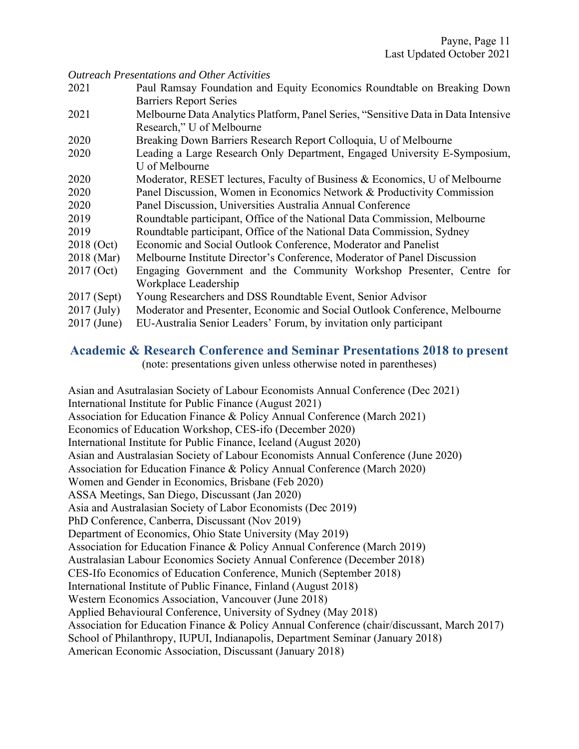*Outreach Presentations and Other Activities*

| | |
|---|---|
| 2021 | Paul Ramsay Foundation and Equity Economics Roundtable on Breaking Down Barriers Report Series |
| 2021 | Melbourne Data Analytics Platform, Panel Series, "Sensitive Data in Data Intensive Research," U of Melbourne |
| 2020 | Breaking Down Barriers Research Report Colloquia, U of Melbourne |
| 2020 | Leading a Large Research Only Department, Engaged University E-Symposium, U of Melbourne |
| 2020 | Moderator, RESET lectures, Faculty of Business & Economics, U of Melbourne |
| 2020 | Panel Discussion, Women in Economics Network & Productivity Commission |
| 2020 | Panel Discussion, Universities Australia Annual Conference |
| 2019 | Roundtable participant, Office of the National Data Commission, Melbourne |
| 2019 | Roundtable participant, Office of the National Data Commission, Sydney |
| 2018 (Oct) | Economic and Social Outlook Conference, Moderator and Panelist |
| 2018 (Mar) | Melbourne Institute Director's Conference, Moderator of Panel Discussion |
| 2017 (Oct) | Engaging Government and the Community Workshop Presenter, Centre for Workplace Leadership |
| 2017 (Sept) | Young Researchers and DSS Roundtable Event, Senior Advisor |
| 2017 (July) | Moderator and Presenter, Economic and Social Outlook Conference, Melbourne |
| 2017 (June) | EU-Australia Senior Leaders' Forum, by invitation only participant |

## Academic & Research Conference and Seminar Presentations 2018 to present

(note: presentations given unless otherwise noted in parentheses)

Asian and Asutralasian Society of Labour Economists Annual Conference (Dec 2021)
International Institute for Public Finance (August 2021)
Association for Education Finance & Policy Annual Conference (March 2021)
Economics of Education Workshop, CES-ifo (December 2020)
International Institute for Public Finance, Iceland (August 2020)
Asian and Australasian Society of Labour Economists Annual Conference (June 2020)
Association for Education Finance & Policy Annual Conference (March 2020)
Women and Gender in Economics, Brisbane (Feb 2020)
ASSA Meetings, San Diego, Discussant (Jan 2020)
Asia and Australasian Society of Labor Economists (Dec 2019)
PhD Conference, Canberra, Discussant (Nov 2019)
Department of Economics, Ohio State University (May 2019)
Association for Education Finance & Policy Annual Conference (March 2019)
Australasian Labour Economics Society Annual Conference (December 2018)
CES-Ifo Economics of Education Conference, Munich (September 2018)
International Institute of Public Finance, Finland (August 2018)
Western Economics Association, Vancouver (June 2018)
Applied Behavioural Conference, University of Sydney (May 2018)
Association for Education Finance & Policy Annual Conference (chair/discussant, March 2017)
School of Philanthropy, IUPUI, Indianapolis, Department Seminar (January 2018)
American Economic Association, Discussant (January 2018)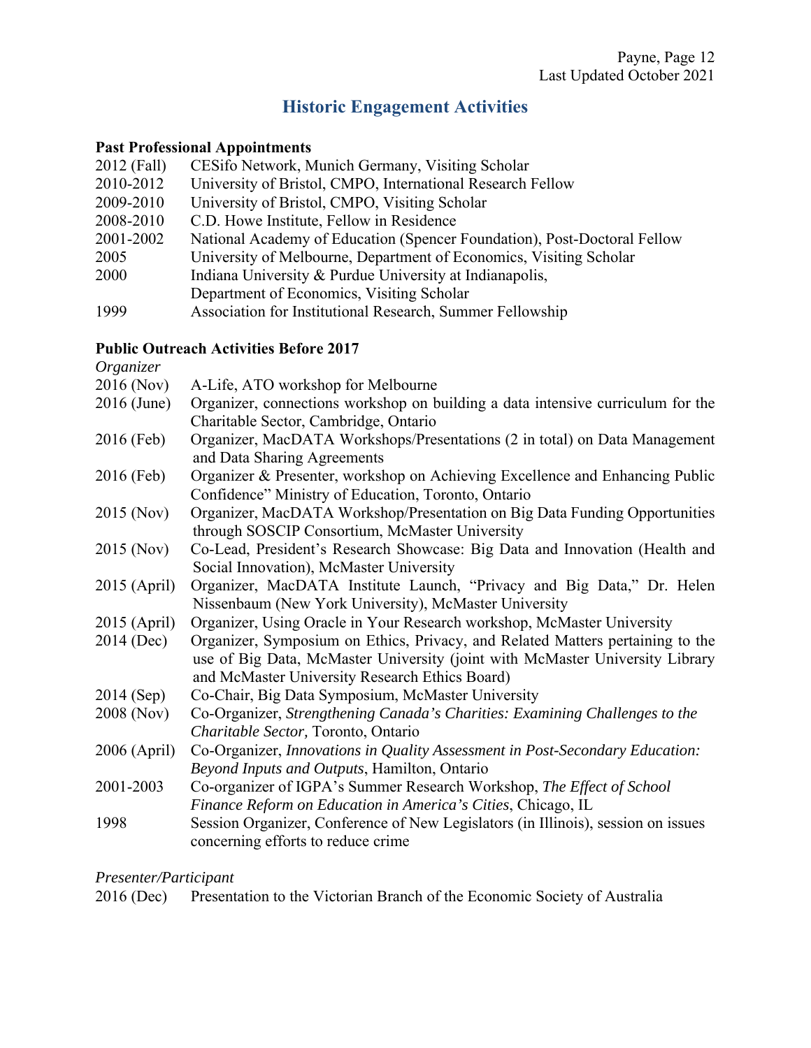## Historic Engagement Activities

### Past Professional Appointments

| | |
|---|---|
| 2012 (Fall) | CESifo Network, Munich Germany, Visiting Scholar |
| 2010-2012 | University of Bristol, CMPO, International Research Fellow |
| 2009-2010 | University of Bristol, CMPO, Visiting Scholar |
| 2008-2010 | C.D. Howe Institute, Fellow in Residence |
| 2001-2002 | National Academy of Education (Spencer Foundation), Post-Doctoral Fellow |
| 2005 | University of Melbourne, Department of Economics, Visiting Scholar |
| 2000 | Indiana University & Purdue University at Indianapolis, Department of Economics, Visiting Scholar |
| 1999 | Association for Institutional Research, Summer Fellowship |

### Public Outreach Activities Before 2017

*Organizer*

| | |
|---|---|
| 2016 (Nov) | A-Life, ATO workshop for Melbourne |
| 2016 (June) | Organizer, connections workshop on building a data intensive curriculum for the Charitable Sector, Cambridge, Ontario |
| 2016 (Feb) | Organizer, MacDATA Workshops/Presentations (2 in total) on Data Management and Data Sharing Agreements |
| 2016 (Feb) | Organizer & Presenter, workshop on Achieving Excellence and Enhancing Public Confidence" Ministry of Education, Toronto, Ontario |
| 2015 (Nov) | Organizer, MacDATA Workshop/Presentation on Big Data Funding Opportunities through SOSCIP Consortium, McMaster University |
| 2015 (Nov) | Co-Lead, President's Research Showcase: Big Data and Innovation (Health and Social Innovation), McMaster University |
| 2015 (April) | Organizer, MacDATA Institute Launch, "Privacy and Big Data," Dr. Helen Nissenbaum (New York University), McMaster University |
| 2015 (April) | Organizer, Using Oracle in Your Research workshop, McMaster University |
| 2014 (Dec) | Organizer, Symposium on Ethics, Privacy, and Related Matters pertaining to the use of Big Data, McMaster University (joint with McMaster University Library and McMaster University Research Ethics Board) |
| 2014 (Sep) | Co-Chair, Big Data Symposium, McMaster University |
| 2008 (Nov) | Co-Organizer, *Strengthening Canada's Charities: Examining Challenges to the Charitable Sector,* Toronto, Ontario |
| 2006 (April) | Co-Organizer, *Innovations in Quality Assessment in Post-Secondary Education: Beyond Inputs and Outputs*, Hamilton, Ontario |
| 2001-2003 | Co-organizer of IGPA's Summer Research Workshop, *The Effect of School Finance Reform on Education in America's Cities*, Chicago, IL |
| 1998 | Session Organizer, Conference of New Legislators (in Illinois), session on issues concerning efforts to reduce crime |

*Presenter/Participant*

| | |
|---|---|
| 2016 (Dec) | Presentation to the Victorian Branch of the Economic Society of Australia |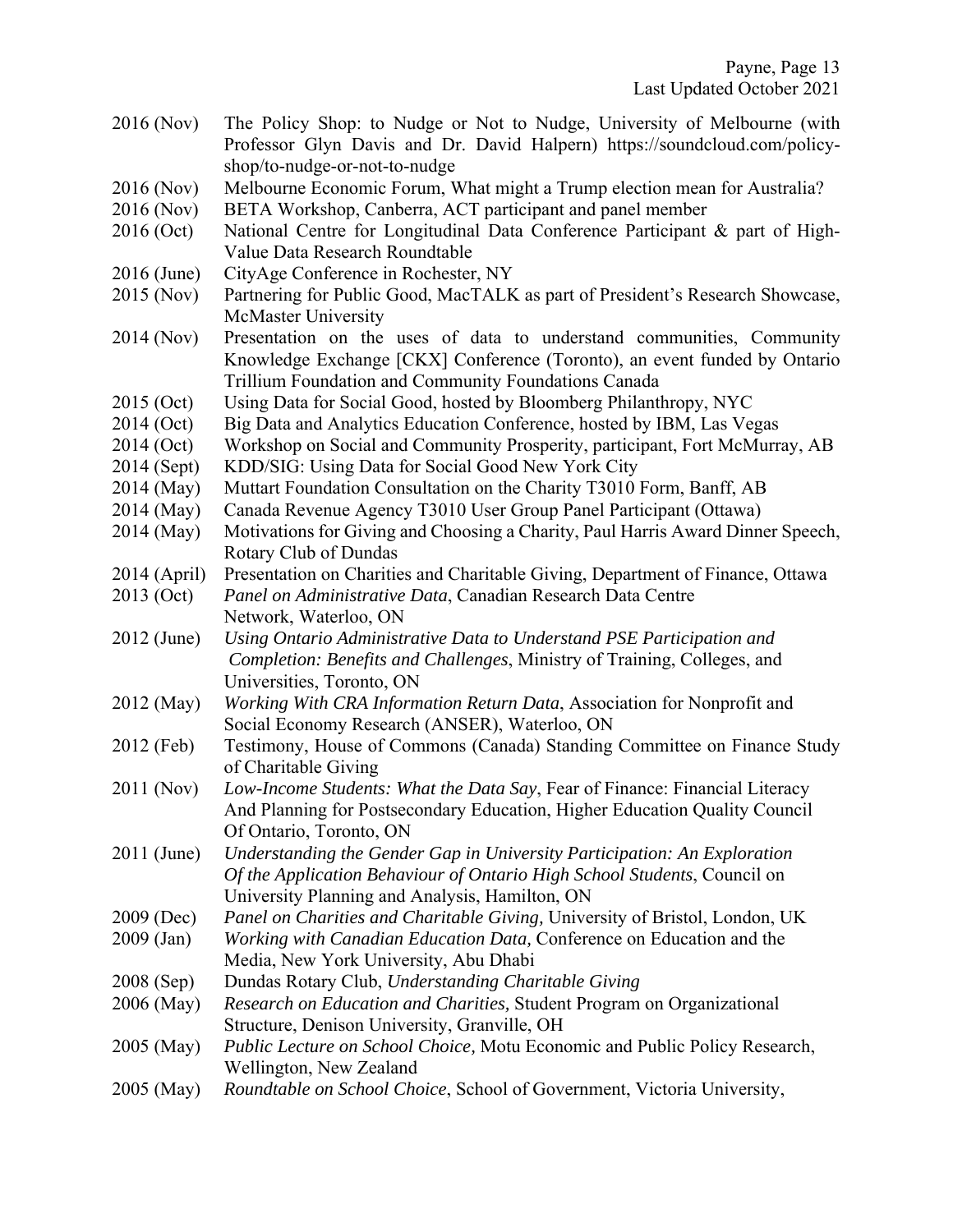- 2016 (Nov) The Policy Shop: to Nudge or Not to Nudge, University of Melbourne (with Professor Glyn Davis and Dr. David Halpern) https://soundcloud.com/policy-shop/to-nudge-or-not-to-nudge
- 2016 (Nov) Melbourne Economic Forum, What might a Trump election mean for Australia?
- 2016 (Nov) BETA Workshop, Canberra, ACT participant and panel member
- 2016 (Oct) National Centre for Longitudinal Data Conference Participant & part of High-Value Data Research Roundtable
- 2016 (June) CityAge Conference in Rochester, NY
- 2015 (Nov) Partnering for Public Good, MacTALK as part of President's Research Showcase, McMaster University
- 2014 (Nov) Presentation on the uses of data to understand communities, Community Knowledge Exchange [CKX] Conference (Toronto), an event funded by Ontario Trillium Foundation and Community Foundations Canada
- 2015 (Oct) Using Data for Social Good, hosted by Bloomberg Philanthropy, NYC
- 2014 (Oct) Big Data and Analytics Education Conference, hosted by IBM, Las Vegas
- 2014 (Oct) Workshop on Social and Community Prosperity, participant, Fort McMurray, AB
- 2014 (Sept) KDD/SIG: Using Data for Social Good New York City
- 2014 (May) Muttart Foundation Consultation on the Charity T3010 Form, Banff, AB
- 2014 (May) Canada Revenue Agency T3010 User Group Panel Participant (Ottawa)
- 2014 (May) Motivations for Giving and Choosing a Charity, Paul Harris Award Dinner Speech, Rotary Club of Dundas
- 2014 (April) Presentation on Charities and Charitable Giving, Department of Finance, Ottawa
- 2013 (Oct) *Panel on Administrative Data*, Canadian Research Data Centre Network, Waterloo, ON
- 2012 (June) *Using Ontario Administrative Data to Understand PSE Participation and Completion: Benefits and Challenges*, Ministry of Training, Colleges, and Universities, Toronto, ON
- 2012 (May) *Working With CRA Information Return Data*, Association for Nonprofit and Social Economy Research (ANSER), Waterloo, ON
- 2012 (Feb) Testimony, House of Commons (Canada) Standing Committee on Finance Study of Charitable Giving
- 2011 (Nov) *Low-Income Students: What the Data Say*, Fear of Finance: Financial Literacy And Planning for Postsecondary Education, Higher Education Quality Council Of Ontario, Toronto, ON
- 2011 (June) *Understanding the Gender Gap in University Participation: An Exploration Of the Application Behaviour of Ontario High School Students*, Council on University Planning and Analysis, Hamilton, ON
- 2009 (Dec) *Panel on Charities and Charitable Giving,* University of Bristol, London, UK
- 2009 (Jan) *Working with Canadian Education Data,* Conference on Education and the Media, New York University, Abu Dhabi
- 2008 (Sep) Dundas Rotary Club, *Understanding Charitable Giving*
- 2006 (May) *Research on Education and Charities,* Student Program on Organizational Structure, Denison University, Granville, OH
- 2005 (May) *Public Lecture on School Choice,* Motu Economic and Public Policy Research, Wellington, New Zealand
- 2005 (May) *Roundtable on School Choice*, School of Government, Victoria University,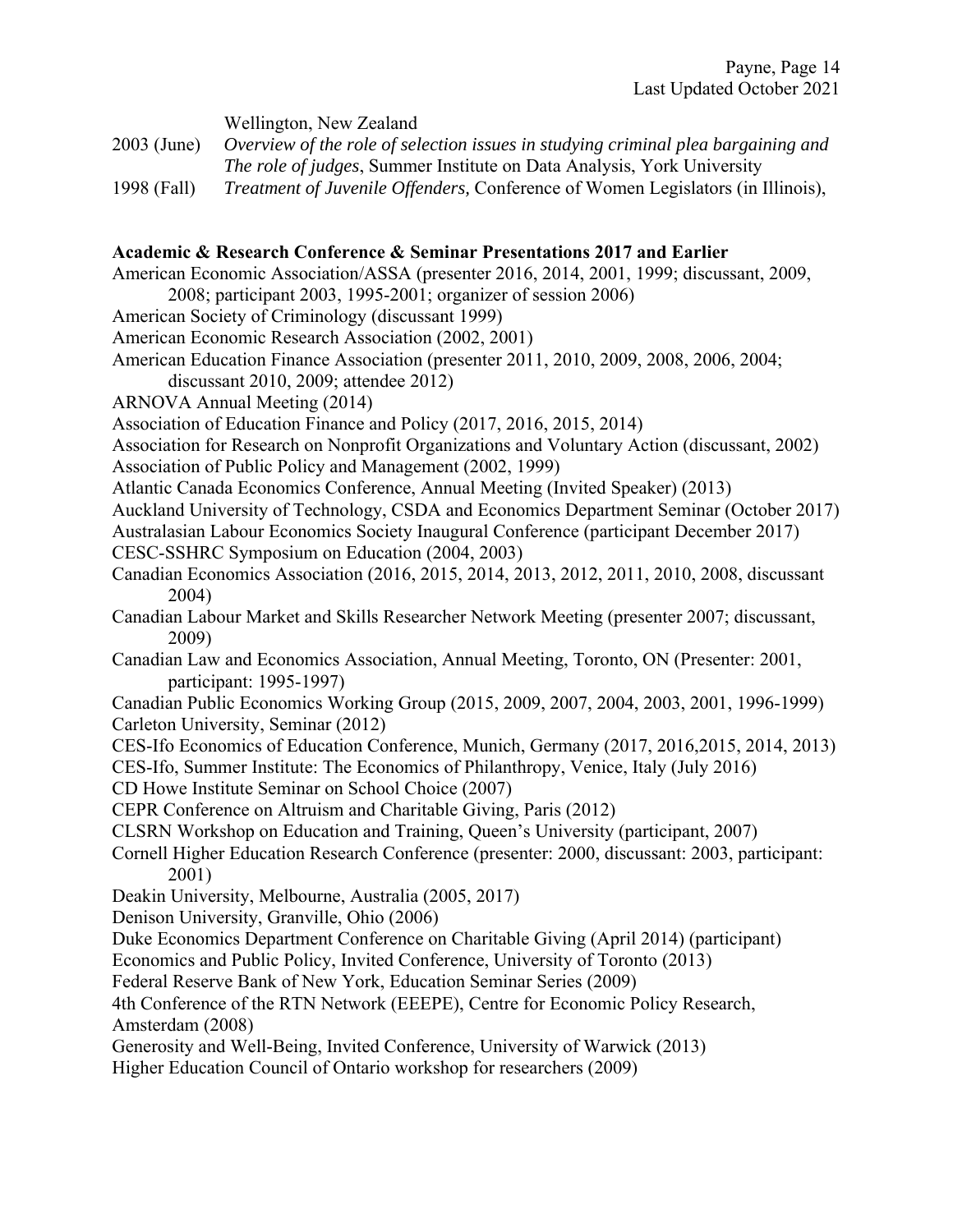Wellington, New Zealand

2003 (June) *Overview of the role of selection issues in studying criminal plea bargaining and The role of judges*, Summer Institute on Data Analysis, York University

1998 (Fall) *Treatment of Juvenile Offenders,* Conference of Women Legislators (in Illinois),

**Academic & Research Conference & Seminar Presentations 2017 and Earlier**

American Economic Association/ASSA (presenter 2016, 2014, 2001, 1999; discussant, 2009, 2008; participant 2003, 1995-2001; organizer of session 2006)

American Society of Criminology (discussant 1999)

American Economic Research Association (2002, 2001)

American Education Finance Association (presenter 2011, 2010, 2009, 2008, 2006, 2004; discussant 2010, 2009; attendee 2012)

ARNOVA Annual Meeting (2014)

Association of Education Finance and Policy (2017, 2016, 2015, 2014)

Association for Research on Nonprofit Organizations and Voluntary Action (discussant, 2002)

Association of Public Policy and Management (2002, 1999)

Atlantic Canada Economics Conference, Annual Meeting (Invited Speaker) (2013)

Auckland University of Technology, CSDA and Economics Department Seminar (October 2017)

Australasian Labour Economics Society Inaugural Conference (participant December 2017)

CESC-SSHRC Symposium on Education (2004, 2003)

Canadian Economics Association (2016, 2015, 2014, 2013, 2012, 2011, 2010, 2008, discussant 2004)

Canadian Labour Market and Skills Researcher Network Meeting (presenter 2007; discussant, 2009)

Canadian Law and Economics Association, Annual Meeting, Toronto, ON (Presenter: 2001, participant: 1995-1997)

Canadian Public Economics Working Group (2015, 2009, 2007, 2004, 2003, 2001, 1996-1999)

Carleton University, Seminar (2012)

CES-Ifo Economics of Education Conference, Munich, Germany (2017, 2016,2015, 2014, 2013)

CES-Ifo, Summer Institute: The Economics of Philanthropy, Venice, Italy (July 2016)

CD Howe Institute Seminar on School Choice (2007)

CEPR Conference on Altruism and Charitable Giving, Paris (2012)

CLSRN Workshop on Education and Training, Queen's University (participant, 2007)

Cornell Higher Education Research Conference (presenter: 2000, discussant: 2003, participant: 2001)

Deakin University, Melbourne, Australia (2005, 2017)

Denison University, Granville, Ohio (2006)

Duke Economics Department Conference on Charitable Giving (April 2014) (participant)

Economics and Public Policy, Invited Conference, University of Toronto (2013)

Federal Reserve Bank of New York, Education Seminar Series (2009)

4th Conference of the RTN Network (EEEPE), Centre for Economic Policy Research, Amsterdam (2008)

Generosity and Well-Being, Invited Conference, University of Warwick (2013)

Higher Education Council of Ontario workshop for researchers (2009)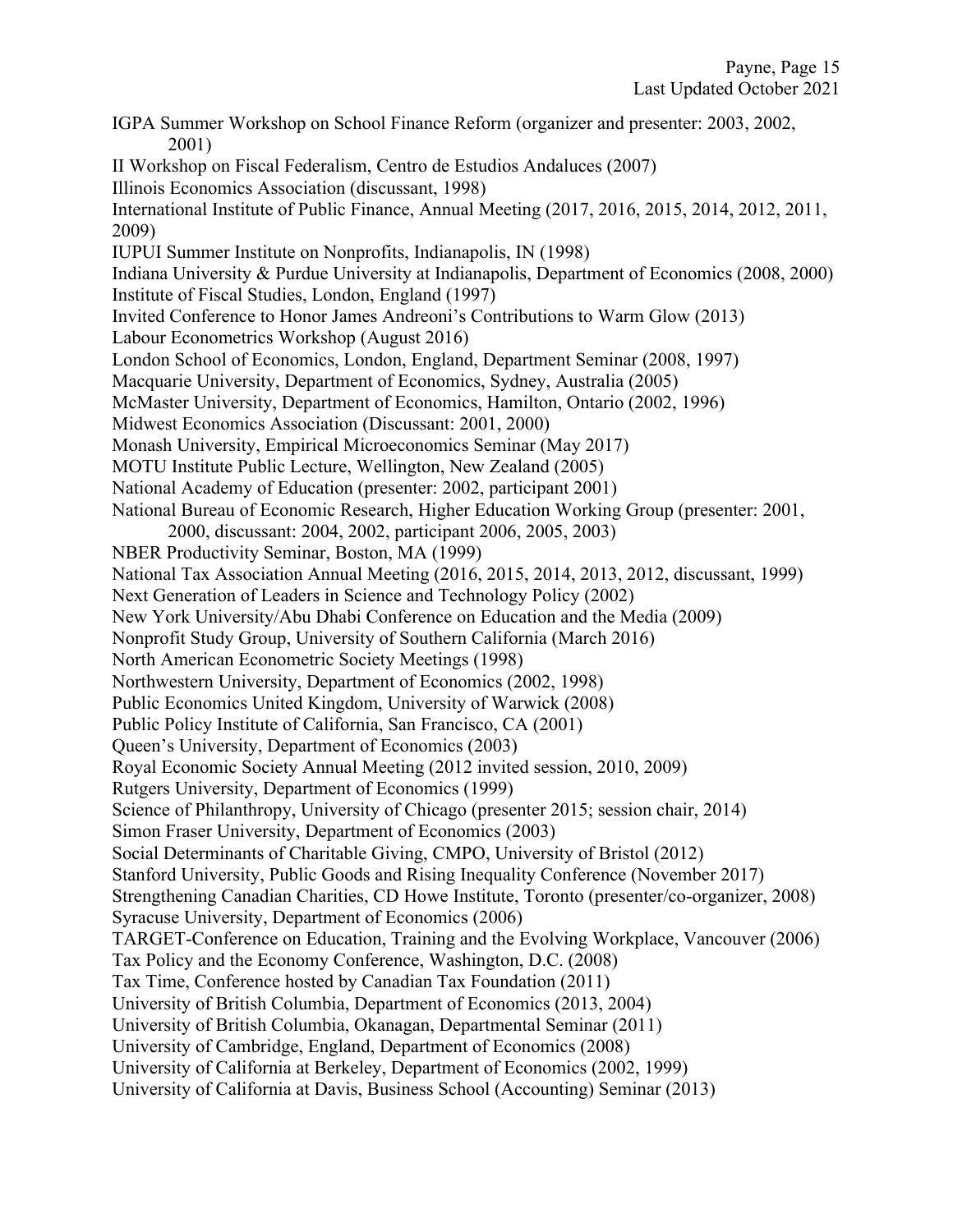IGPA Summer Workshop on School Finance Reform (organizer and presenter: 2003, 2002, 2001)
II Workshop on Fiscal Federalism, Centro de Estudios Andaluces (2007)
Illinois Economics Association (discussant, 1998)
International Institute of Public Finance, Annual Meeting (2017, 2016, 2015, 2014, 2012, 2011, 2009)
IUPUI Summer Institute on Nonprofits, Indianapolis, IN (1998)
Indiana University & Purdue University at Indianapolis, Department of Economics (2008, 2000)
Institute of Fiscal Studies, London, England (1997)
Invited Conference to Honor James Andreoni's Contributions to Warm Glow (2013)
Labour Econometrics Workshop (August 2016)
London School of Economics, London, England, Department Seminar (2008, 1997)
Macquarie University, Department of Economics, Sydney, Australia (2005)
McMaster University, Department of Economics, Hamilton, Ontario (2002, 1996)
Midwest Economics Association (Discussant: 2001, 2000)
Monash University, Empirical Microeconomics Seminar (May 2017)
MOTU Institute Public Lecture, Wellington, New Zealand (2005)
National Academy of Education (presenter: 2002, participant 2001)
National Bureau of Economic Research, Higher Education Working Group (presenter: 2001, 2000, discussant: 2004, 2002, participant 2006, 2005, 2003)
NBER Productivity Seminar, Boston, MA (1999)
National Tax Association Annual Meeting (2016, 2015, 2014, 2013, 2012, discussant, 1999)
Next Generation of Leaders in Science and Technology Policy (2002)
New York University/Abu Dhabi Conference on Education and the Media (2009)
Nonprofit Study Group, University of Southern California (March 2016)
North American Econometric Society Meetings (1998)
Northwestern University, Department of Economics (2002, 1998)
Public Economics United Kingdom, University of Warwick (2008)
Public Policy Institute of California, San Francisco, CA (2001)
Queen's University, Department of Economics (2003)
Royal Economic Society Annual Meeting (2012 invited session, 2010, 2009)
Rutgers University, Department of Economics (1999)
Science of Philanthropy, University of Chicago (presenter 2015; session chair, 2014)
Simon Fraser University, Department of Economics (2003)
Social Determinants of Charitable Giving, CMPO, University of Bristol (2012)
Stanford University, Public Goods and Rising Inequality Conference (November 2017)
Strengthening Canadian Charities, CD Howe Institute, Toronto (presenter/co-organizer, 2008)
Syracuse University, Department of Economics (2006)
TARGET-Conference on Education, Training and the Evolving Workplace, Vancouver (2006)
Tax Policy and the Economy Conference, Washington, D.C. (2008)
Tax Time, Conference hosted by Canadian Tax Foundation (2011)
University of British Columbia, Department of Economics (2013, 2004)
University of British Columbia, Okanagan, Departmental Seminar (2011)
University of Cambridge, England, Department of Economics (2008)
University of California at Berkeley, Department of Economics (2002, 1999)
University of California at Davis, Business School (Accounting) Seminar (2013)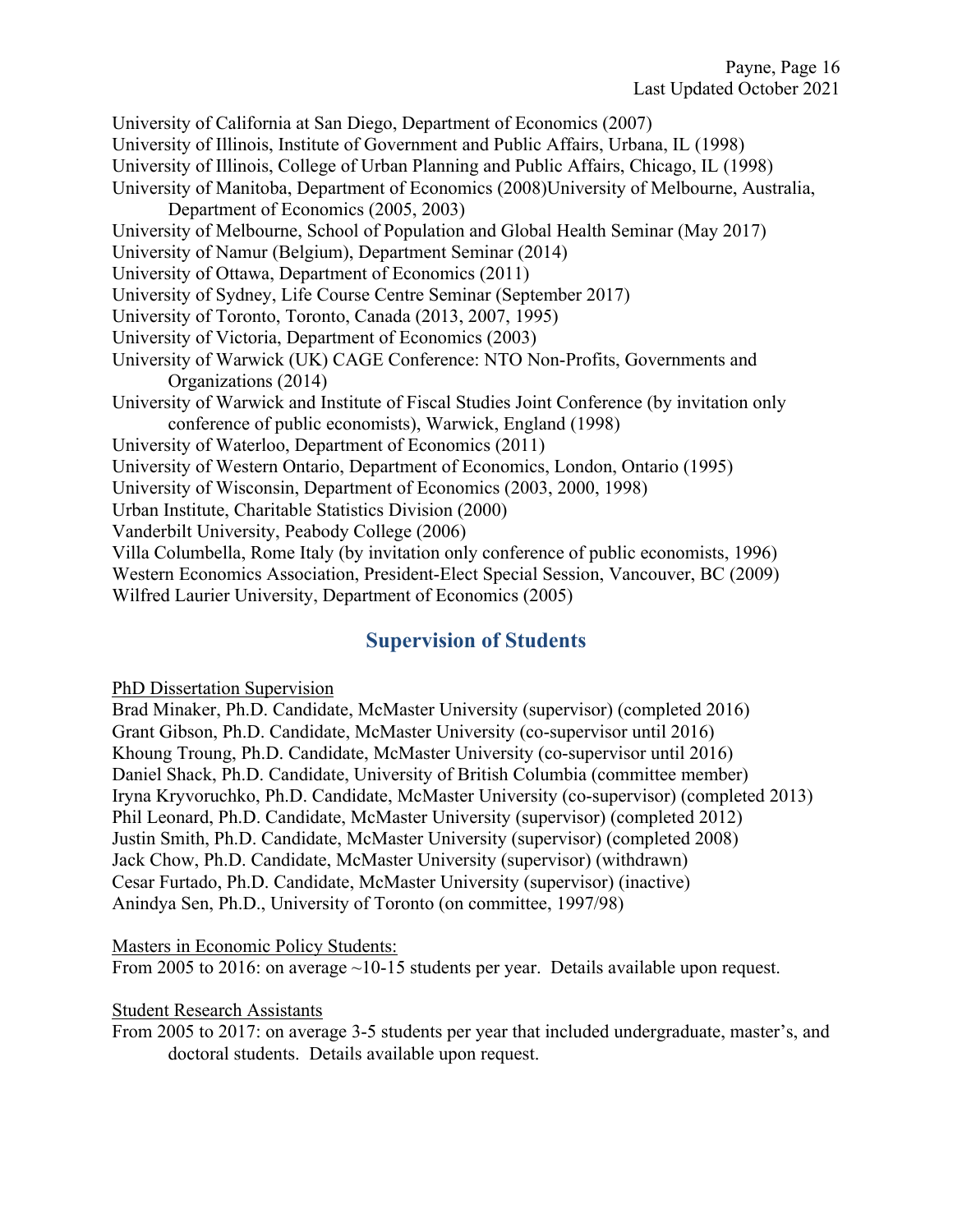University of California at San Diego, Department of Economics (2007)
University of Illinois, Institute of Government and Public Affairs, Urbana, IL (1998)
University of Illinois, College of Urban Planning and Public Affairs, Chicago, IL (1998)
University of Manitoba, Department of Economics (2008)University of Melbourne, Australia, Department of Economics (2005, 2003)
University of Melbourne, School of Population and Global Health Seminar (May 2017)
University of Namur (Belgium), Department Seminar (2014)
University of Ottawa, Department of Economics (2011)
University of Sydney, Life Course Centre Seminar (September 2017)
University of Toronto, Toronto, Canada (2013, 2007, 1995)
University of Victoria, Department of Economics (2003)
University of Warwick (UK) CAGE Conference: NTO Non-Profits, Governments and Organizations (2014)
University of Warwick and Institute of Fiscal Studies Joint Conference (by invitation only conference of public economists), Warwick, England (1998)
University of Waterloo, Department of Economics (2011)
University of Western Ontario, Department of Economics, London, Ontario (1995)
University of Wisconsin, Department of Economics (2003, 2000, 1998)
Urban Institute, Charitable Statistics Division (2000)
Vanderbilt University, Peabody College (2006)
Villa Columbella, Rome Italy (by invitation only conference of public economists, 1996)
Western Economics Association, President-Elect Special Session, Vancouver, BC (2009)
Wilfred Laurier University, Department of Economics (2005)

## Supervision of Students

PhD Dissertation Supervision

Brad Minaker, Ph.D. Candidate, McMaster University (supervisor) (completed 2016)
Grant Gibson, Ph.D. Candidate, McMaster University (co-supervisor until 2016)
Khoung Troung, Ph.D. Candidate, McMaster University (co-supervisor until 2016)
Daniel Shack, Ph.D. Candidate, University of British Columbia (committee member)
Iryna Kryvoruchko, Ph.D. Candidate, McMaster University (co-supervisor) (completed 2013)
Phil Leonard, Ph.D. Candidate, McMaster University (supervisor) (completed 2012)
Justin Smith, Ph.D. Candidate, McMaster University (supervisor) (completed 2008)
Jack Chow, Ph.D. Candidate, McMaster University (supervisor) (withdrawn)
Cesar Furtado, Ph.D. Candidate, McMaster University (supervisor) (inactive)
Anindya Sen, Ph.D., University of Toronto (on committee, 1997/98)

Masters in Economic Policy Students:

From 2005 to 2016: on average ~10-15 students per year. Details available upon request.

Student Research Assistants

From 2005 to 2017: on average 3-5 students per year that included undergraduate, master's, and doctoral students. Details available upon request.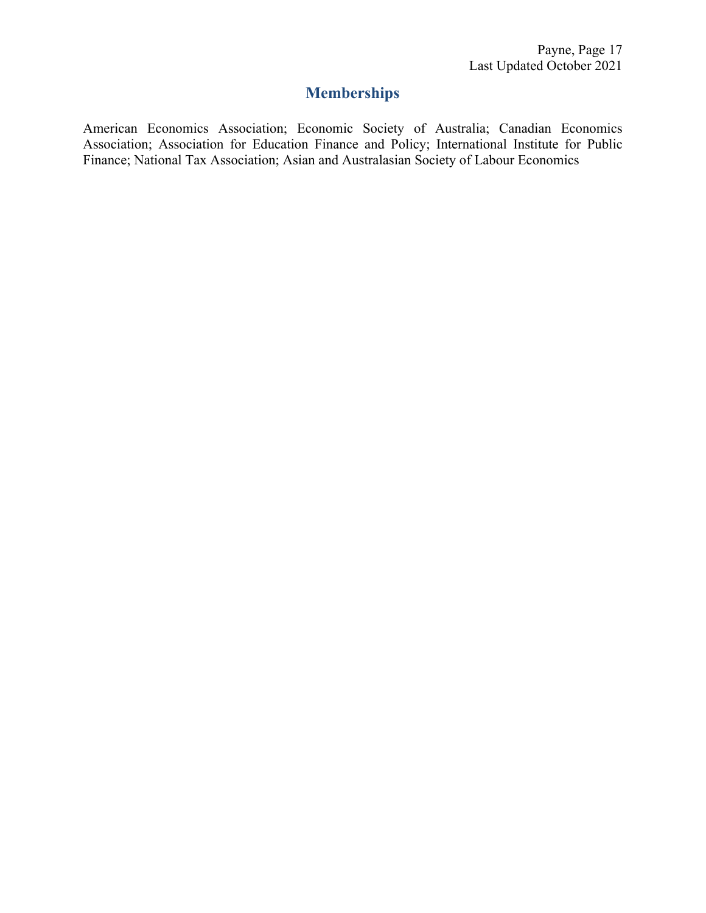## Memberships

American Economics Association; Economic Society of Australia; Canadian Economics Association; Association for Education Finance and Policy; International Institute for Public Finance; National Tax Association; Asian and Australasian Society of Labour Economics